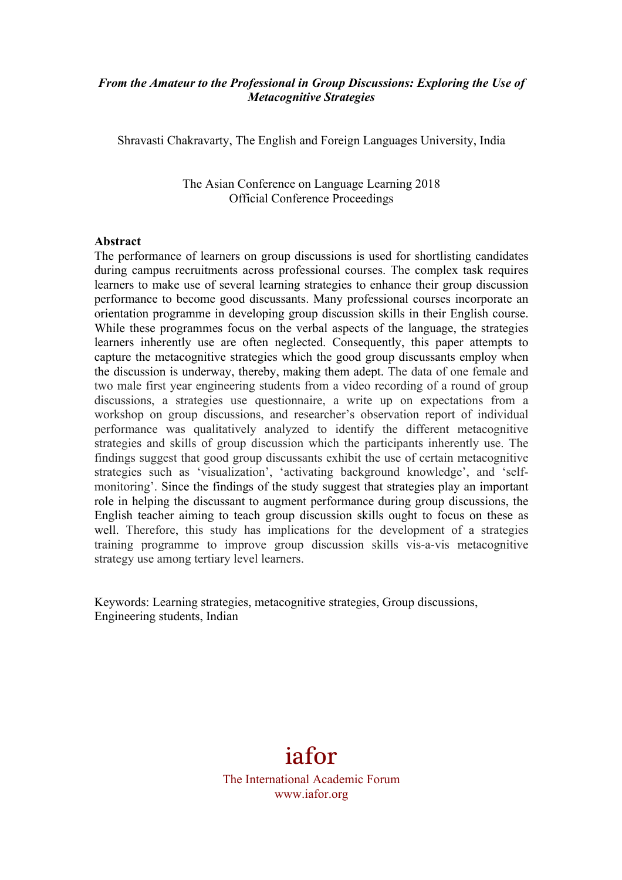***From the Amateur to the Professional in Group Discussions: Exploring the Use of Metacognitive Strategies***

Shravasti Chakravarty, The English and Foreign Languages University, India

The Asian Conference on Language Learning 2018
Official Conference Proceedings

**Abstract**

The performance of learners on group discussions is used for shortlisting candidates during campus recruitments across professional courses. The complex task requires learners to make use of several learning strategies to enhance their group discussion performance to become good discussants. Many professional courses incorporate an orientation programme in developing group discussion skills in their English course. While these programmes focus on the verbal aspects of the language, the strategies learners inherently use are often neglected. Consequently, this paper attempts to capture the metacognitive strategies which the good group discussants employ when the discussion is underway, thereby, making them adept. The data of one female and two male first year engineering students from a video recording of a round of group discussions, a strategies use questionnaire, a write up on expectations from a workshop on group discussions, and researcher's observation report of individual performance was qualitatively analyzed to identify the different metacognitive strategies and skills of group discussion which the participants inherently use. The findings suggest that good group discussants exhibit the use of certain metacognitive strategies such as 'visualization', 'activating background knowledge', and 'self-monitoring'. Since the findings of the study suggest that strategies play an important role in helping the discussant to augment performance during group discussions, the English teacher aiming to teach group discussion skills ought to focus on these as well. Therefore, this study has implications for the development of a strategies training programme to improve group discussion skills vis-a-vis metacognitive strategy use among tertiary level learners.

Keywords: Learning strategies, metacognitive strategies, Group discussions, Engineering students, Indian

iafor
The International Academic Forum
www.iafor.org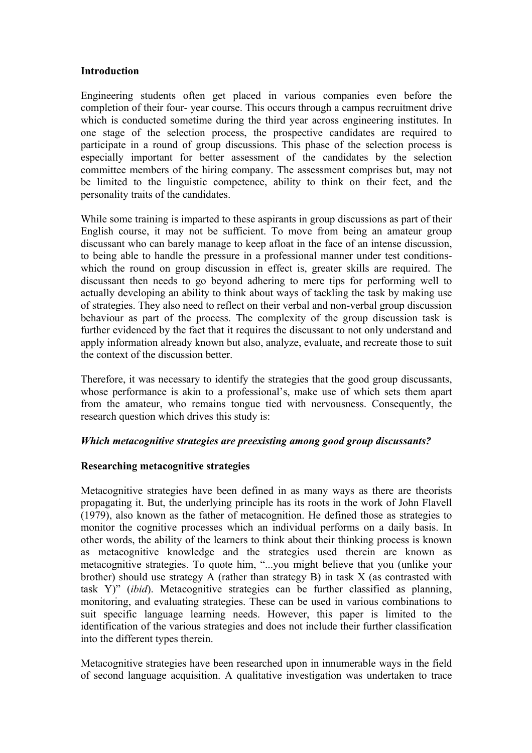## Introduction

Engineering students often get placed in various companies even before the completion of their four- year course. This occurs through a campus recruitment drive which is conducted sometime during the third year across engineering institutes. In one stage of the selection process, the prospective candidates are required to participate in a round of group discussions. This phase of the selection process is especially important for better assessment of the candidates by the selection committee members of the hiring company. The assessment comprises but, may not be limited to the linguistic competence, ability to think on their feet, and the personality traits of the candidates.

While some training is imparted to these aspirants in group discussions as part of their English course, it may not be sufficient. To move from being an amateur group discussant who can barely manage to keep afloat in the face of an intense discussion, to being able to handle the pressure in a professional manner under test conditions- which the round on group discussion in effect is, greater skills are required. The discussant then needs to go beyond adhering to mere tips for performing well to actually developing an ability to think about ways of tackling the task by making use of strategies. They also need to reflect on their verbal and non-verbal group discussion behaviour as part of the process. The complexity of the group discussion task is further evidenced by the fact that it requires the discussant to not only understand and apply information already known but also, analyze, evaluate, and recreate those to suit the context of the discussion better.

Therefore, it was necessary to identify the strategies that the good group discussants, whose performance is akin to a professional's, make use of which sets them apart from the amateur, who remains tongue tied with nervousness. Consequently, the research question which drives this study is:

***Which metacognitive strategies are preexisting among good group discussants?***

## Researching metacognitive strategies

Metacognitive strategies have been defined in as many ways as there are theorists propagating it. But, the underlying principle has its roots in the work of John Flavell (1979), also known as the father of metacognition. He defined those as strategies to monitor the cognitive processes which an individual performs on a daily basis. In other words, the ability of the learners to think about their thinking process is known as metacognitive knowledge and the strategies used therein are known as metacognitive strategies. To quote him, "...you might believe that you (unlike your brother) should use strategy A (rather than strategy B) in task X (as contrasted with task Y)" (*ibid*). Metacognitive strategies can be further classified as planning, monitoring, and evaluating strategies. These can be used in various combinations to suit specific language learning needs. However, this paper is limited to the identification of the various strategies and does not include their further classification into the different types therein.

Metacognitive strategies have been researched upon in innumerable ways in the field of second language acquisition. A qualitative investigation was undertaken to trace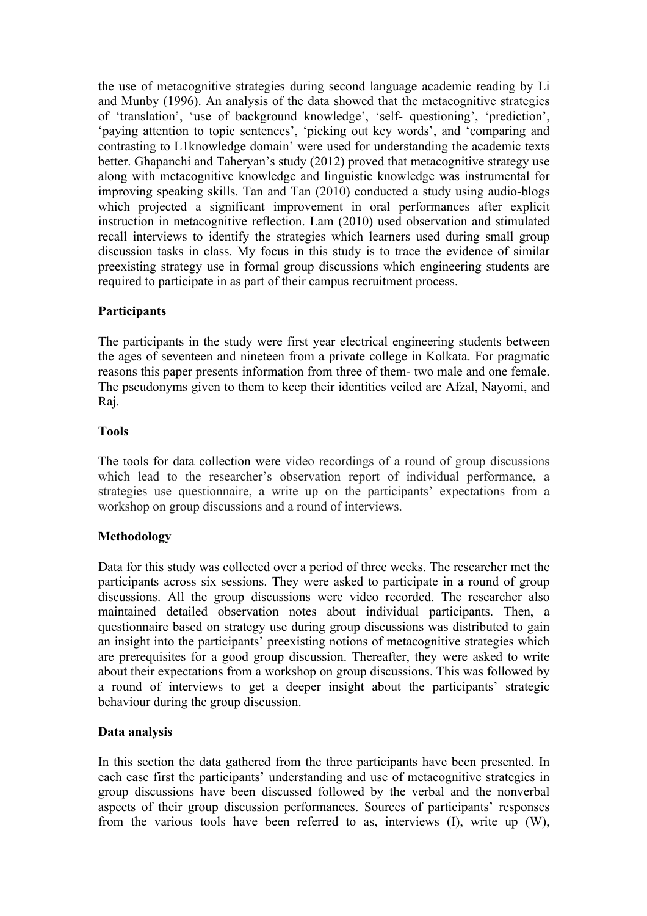the use of metacognitive strategies during second language academic reading by Li and Munby (1996). An analysis of the data showed that the metacognitive strategies of 'translation', 'use of background knowledge', 'self- questioning', 'prediction', 'paying attention to topic sentences', 'picking out key words', and 'comparing and contrasting to L1knowledge domain' were used for understanding the academic texts better. Ghapanchi and Taheryan's study (2012) proved that metacognitive strategy use along with metacognitive knowledge and linguistic knowledge was instrumental for improving speaking skills. Tan and Tan (2010) conducted a study using audio-blogs which projected a significant improvement in oral performances after explicit instruction in metacognitive reflection. Lam (2010) used observation and stimulated recall interviews to identify the strategies which learners used during small group discussion tasks in class. My focus in this study is to trace the evidence of similar preexisting strategy use in formal group discussions which engineering students are required to participate in as part of their campus recruitment process.

## Participants

The participants in the study were first year electrical engineering students between the ages of seventeen and nineteen from a private college in Kolkata. For pragmatic reasons this paper presents information from three of them- two male and one female. The pseudonyms given to them to keep their identities veiled are Afzal, Nayomi, and Raj.

## Tools

The tools for data collection were video recordings of a round of group discussions which lead to the researcher's observation report of individual performance, a strategies use questionnaire, a write up on the participants' expectations from a workshop on group discussions and a round of interviews.

## Methodology

Data for this study was collected over a period of three weeks. The researcher met the participants across six sessions. They were asked to participate in a round of group discussions. All the group discussions were video recorded. The researcher also maintained detailed observation notes about individual participants. Then, a questionnaire based on strategy use during group discussions was distributed to gain an insight into the participants' preexisting notions of metacognitive strategies which are prerequisites for a good group discussion. Thereafter, they were asked to write about their expectations from a workshop on group discussions. This was followed by a round of interviews to get a deeper insight about the participants' strategic behaviour during the group discussion.

## Data analysis

In this section the data gathered from the three participants have been presented. In each case first the participants' understanding and use of metacognitive strategies in group discussions have been discussed followed by the verbal and the nonverbal aspects of their group discussion performances. Sources of participants' responses from the various tools have been referred to as, interviews (I), write up (W),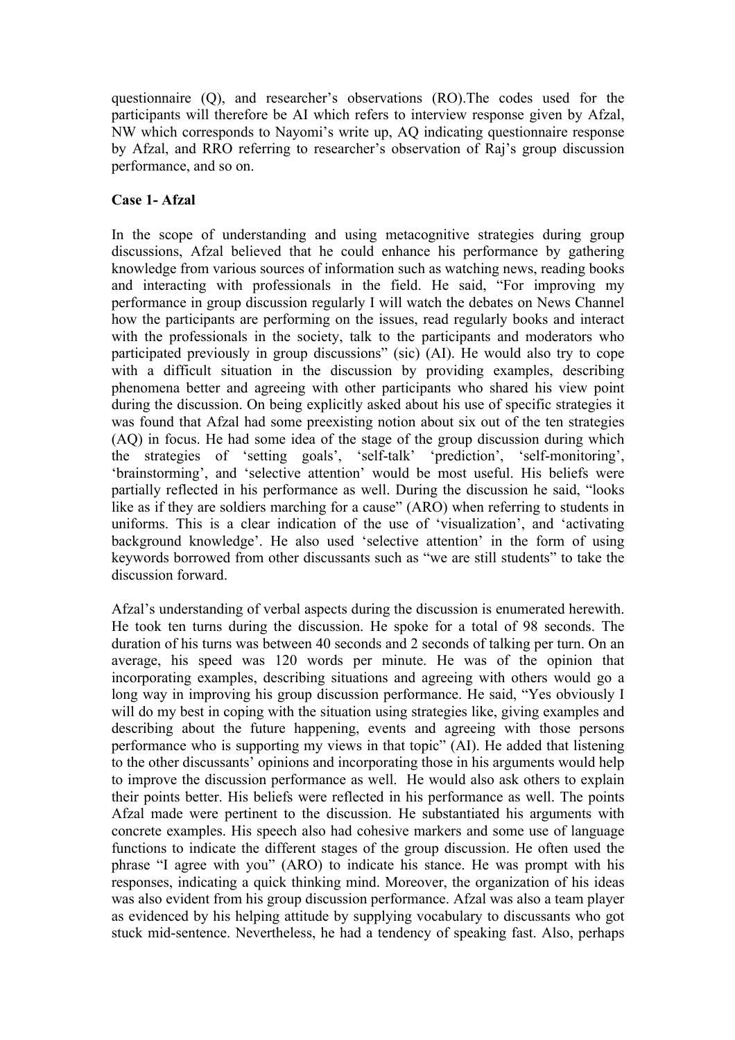questionnaire (Q), and researcher's observations (RO).The codes used for the participants will therefore be AI which refers to interview response given by Afzal, NW which corresponds to Nayomi's write up, AQ indicating questionnaire response by Afzal, and RRO referring to researcher's observation of Raj's group discussion performance, and so on.

**Case 1- Afzal**

In the scope of understanding and using metacognitive strategies during group discussions, Afzal believed that he could enhance his performance by gathering knowledge from various sources of information such as watching news, reading books and interacting with professionals in the field. He said, "For improving my performance in group discussion regularly I will watch the debates on News Channel how the participants are performing on the issues, read regularly books and interact with the professionals in the society, talk to the participants and moderators who participated previously in group discussions" (sic) (AI). He would also try to cope with a difficult situation in the discussion by providing examples, describing phenomena better and agreeing with other participants who shared his view point during the discussion. On being explicitly asked about his use of specific strategies it was found that Afzal had some preexisting notion about six out of the ten strategies (AQ) in focus. He had some idea of the stage of the group discussion during which the strategies of 'setting goals', 'self-talk' 'prediction', 'self-monitoring', 'brainstorming', and 'selective attention' would be most useful. His beliefs were partially reflected in his performance as well. During the discussion he said, "looks like as if they are soldiers marching for a cause" (ARO) when referring to students in uniforms. This is a clear indication of the use of 'visualization', and 'activating background knowledge'. He also used 'selective attention' in the form of using keywords borrowed from other discussants such as "we are still students" to take the discussion forward.

Afzal's understanding of verbal aspects during the discussion is enumerated herewith. He took ten turns during the discussion. He spoke for a total of 98 seconds. The duration of his turns was between 40 seconds and 2 seconds of talking per turn. On an average, his speed was 120 words per minute. He was of the opinion that incorporating examples, describing situations and agreeing with others would go a long way in improving his group discussion performance. He said, "Yes obviously I will do my best in coping with the situation using strategies like, giving examples and describing about the future happening, events and agreeing with those persons performance who is supporting my views in that topic" (AI). He added that listening to the other discussants' opinions and incorporating those in his arguments would help to improve the discussion performance as well. He would also ask others to explain their points better. His beliefs were reflected in his performance as well. The points Afzal made were pertinent to the discussion. He substantiated his arguments with concrete examples. His speech also had cohesive markers and some use of language functions to indicate the different stages of the group discussion. He often used the phrase "I agree with you" (ARO) to indicate his stance. He was prompt with his responses, indicating a quick thinking mind. Moreover, the organization of his ideas was also evident from his group discussion performance. Afzal was also a team player as evidenced by his helping attitude by supplying vocabulary to discussants who got stuck mid-sentence. Nevertheless, he had a tendency of speaking fast. Also, perhaps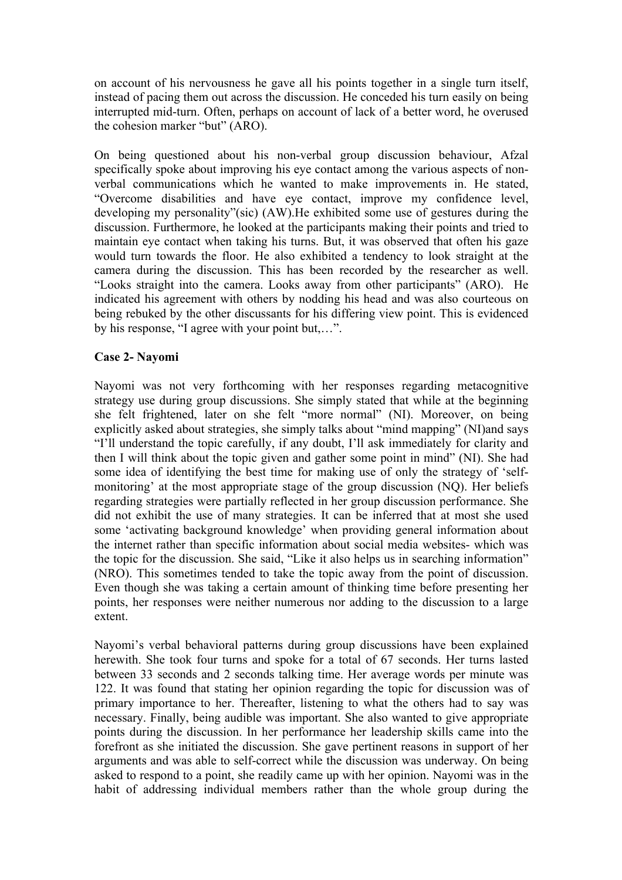on account of his nervousness he gave all his points together in a single turn itself, instead of pacing them out across the discussion. He conceded his turn easily on being interrupted mid-turn. Often, perhaps on account of lack of a better word, he overused the cohesion marker "but" (ARO).

On being questioned about his non-verbal group discussion behaviour, Afzal specifically spoke about improving his eye contact among the various aspects of non-verbal communications which he wanted to make improvements in. He stated, "Overcome disabilities and have eye contact, improve my confidence level, developing my personality"(sic) (AW).He exhibited some use of gestures during the discussion. Furthermore, he looked at the participants making their points and tried to maintain eye contact when taking his turns. But, it was observed that often his gaze would turn towards the floor. He also exhibited a tendency to look straight at the camera during the discussion. This has been recorded by the researcher as well. "Looks straight into the camera. Looks away from other participants" (ARO). He indicated his agreement with others by nodding his head and was also courteous on being rebuked by the other discussants for his differing view point. This is evidenced by his response, "I agree with your point but,…".

**Case 2- Nayomi**

Nayomi was not very forthcoming with her responses regarding metacognitive strategy use during group discussions. She simply stated that while at the beginning she felt frightened, later on she felt "more normal" (NI). Moreover, on being explicitly asked about strategies, she simply talks about "mind mapping" (NI)and says "I'll understand the topic carefully, if any doubt, I'll ask immediately for clarity and then I will think about the topic given and gather some point in mind" (NI). She had some idea of identifying the best time for making use of only the strategy of 'self-monitoring' at the most appropriate stage of the group discussion (NQ). Her beliefs regarding strategies were partially reflected in her group discussion performance. She did not exhibit the use of many strategies. It can be inferred that at most she used some 'activating background knowledge' when providing general information about the internet rather than specific information about social media websites- which was the topic for the discussion. She said, "Like it also helps us in searching information" (NRO). This sometimes tended to take the topic away from the point of discussion. Even though she was taking a certain amount of thinking time before presenting her points, her responses were neither numerous nor adding to the discussion to a large extent.

Nayomi's verbal behavioral patterns during group discussions have been explained herewith. She took four turns and spoke for a total of 67 seconds. Her turns lasted between 33 seconds and 2 seconds talking time. Her average words per minute was 122. It was found that stating her opinion regarding the topic for discussion was of primary importance to her. Thereafter, listening to what the others had to say was necessary. Finally, being audible was important. She also wanted to give appropriate points during the discussion. In her performance her leadership skills came into the forefront as she initiated the discussion. She gave pertinent reasons in support of her arguments and was able to self-correct while the discussion was underway. On being asked to respond to a point, she readily came up with her opinion. Nayomi was in the habit of addressing individual members rather than the whole group during the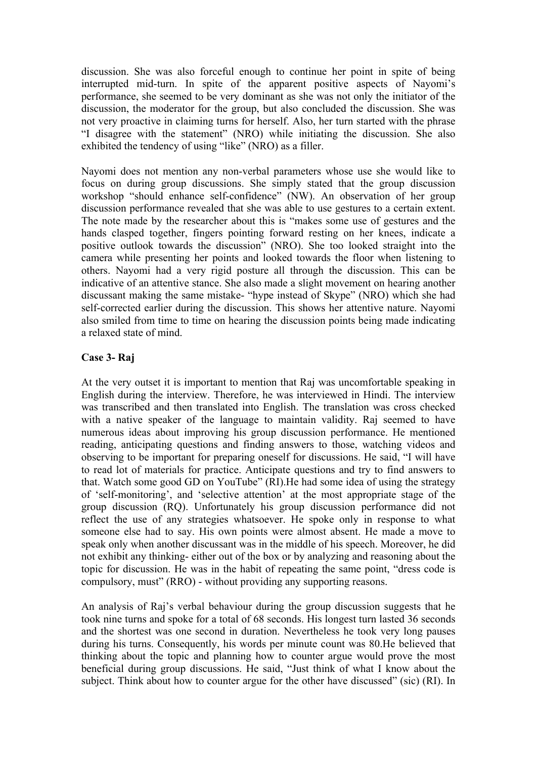discussion. She was also forceful enough to continue her point in spite of being interrupted mid-turn. In spite of the apparent positive aspects of Nayomi's performance, she seemed to be very dominant as she was not only the initiator of the discussion, the moderator for the group, but also concluded the discussion. She was not very proactive in claiming turns for herself. Also, her turn started with the phrase "I disagree with the statement" (NRO) while initiating the discussion. She also exhibited the tendency of using "like" (NRO) as a filler.

Nayomi does not mention any non-verbal parameters whose use she would like to focus on during group discussions. She simply stated that the group discussion workshop "should enhance self-confidence" (NW). An observation of her group discussion performance revealed that she was able to use gestures to a certain extent. The note made by the researcher about this is "makes some use of gestures and the hands clasped together, fingers pointing forward resting on her knees, indicate a positive outlook towards the discussion" (NRO). She too looked straight into the camera while presenting her points and looked towards the floor when listening to others. Nayomi had a very rigid posture all through the discussion. This can be indicative of an attentive stance. She also made a slight movement on hearing another discussant making the same mistake- "hype instead of Skype" (NRO) which she had self-corrected earlier during the discussion. This shows her attentive nature. Nayomi also smiled from time to time on hearing the discussion points being made indicating a relaxed state of mind.

**Case 3- Raj**

At the very outset it is important to mention that Raj was uncomfortable speaking in English during the interview. Therefore, he was interviewed in Hindi. The interview was transcribed and then translated into English. The translation was cross checked with a native speaker of the language to maintain validity. Raj seemed to have numerous ideas about improving his group discussion performance. He mentioned reading, anticipating questions and finding answers to those, watching videos and observing to be important for preparing oneself for discussions. He said, "I will have to read lot of materials for practice. Anticipate questions and try to find answers to that. Watch some good GD on YouTube" (RI).He had some idea of using the strategy of 'self-monitoring', and 'selective attention' at the most appropriate stage of the group discussion (RQ). Unfortunately his group discussion performance did not reflect the use of any strategies whatsoever. He spoke only in response to what someone else had to say. His own points were almost absent. He made a move to speak only when another discussant was in the middle of his speech. Moreover, he did not exhibit any thinking- either out of the box or by analyzing and reasoning about the topic for discussion. He was in the habit of repeating the same point, "dress code is compulsory, must" (RRO) - without providing any supporting reasons.

An analysis of Raj's verbal behaviour during the group discussion suggests that he took nine turns and spoke for a total of 68 seconds. His longest turn lasted 36 seconds and the shortest was one second in duration. Nevertheless he took very long pauses during his turns. Consequently, his words per minute count was 80.He believed that thinking about the topic and planning how to counter argue would prove the most beneficial during group discussions. He said, "Just think of what I know about the subject. Think about how to counter argue for the other have discussed" (sic) (RI). In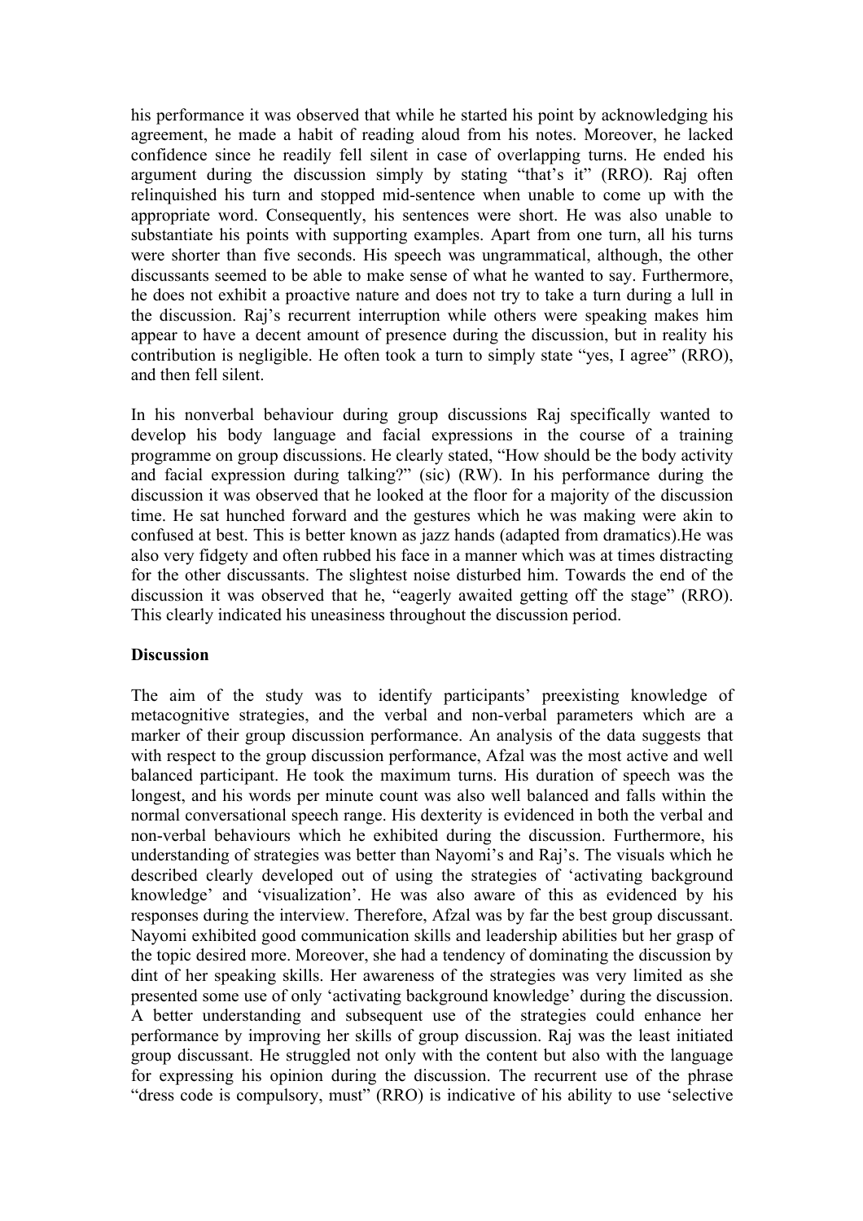his performance it was observed that while he started his point by acknowledging his agreement, he made a habit of reading aloud from his notes. Moreover, he lacked confidence since he readily fell silent in case of overlapping turns. He ended his argument during the discussion simply by stating "that's it" (RRO). Raj often relinquished his turn and stopped mid-sentence when unable to come up with the appropriate word. Consequently, his sentences were short. He was also unable to substantiate his points with supporting examples. Apart from one turn, all his turns were shorter than five seconds. His speech was ungrammatical, although, the other discussants seemed to be able to make sense of what he wanted to say. Furthermore, he does not exhibit a proactive nature and does not try to take a turn during a lull in the discussion. Raj's recurrent interruption while others were speaking makes him appear to have a decent amount of presence during the discussion, but in reality his contribution is negligible. He often took a turn to simply state "yes, I agree" (RRO), and then fell silent.

In his nonverbal behaviour during group discussions Raj specifically wanted to develop his body language and facial expressions in the course of a training programme on group discussions. He clearly stated, "How should be the body activity and facial expression during talking?" (sic) (RW). In his performance during the discussion it was observed that he looked at the floor for a majority of the discussion time. He sat hunched forward and the gestures which he was making were akin to confused at best. This is better known as jazz hands (adapted from dramatics).He was also very fidgety and often rubbed his face in a manner which was at times distracting for the other discussants. The slightest noise disturbed him. Towards the end of the discussion it was observed that he, "eagerly awaited getting off the stage" (RRO). This clearly indicated his uneasiness throughout the discussion period.

**Discussion**

The aim of the study was to identify participants' preexisting knowledge of metacognitive strategies, and the verbal and non-verbal parameters which are a marker of their group discussion performance. An analysis of the data suggests that with respect to the group discussion performance, Afzal was the most active and well balanced participant. He took the maximum turns. His duration of speech was the longest, and his words per minute count was also well balanced and falls within the normal conversational speech range. His dexterity is evidenced in both the verbal and non-verbal behaviours which he exhibited during the discussion. Furthermore, his understanding of strategies was better than Nayomi's and Raj's. The visuals which he described clearly developed out of using the strategies of 'activating background knowledge' and 'visualization'. He was also aware of this as evidenced by his responses during the interview. Therefore, Afzal was by far the best group discussant. Nayomi exhibited good communication skills and leadership abilities but her grasp of the topic desired more. Moreover, she had a tendency of dominating the discussion by dint of her speaking skills. Her awareness of the strategies was very limited as she presented some use of only 'activating background knowledge' during the discussion. A better understanding and subsequent use of the strategies could enhance her performance by improving her skills of group discussion. Raj was the least initiated group discussant. He struggled not only with the content but also with the language for expressing his opinion during the discussion. The recurrent use of the phrase "dress code is compulsory, must" (RRO) is indicative of his ability to use 'selective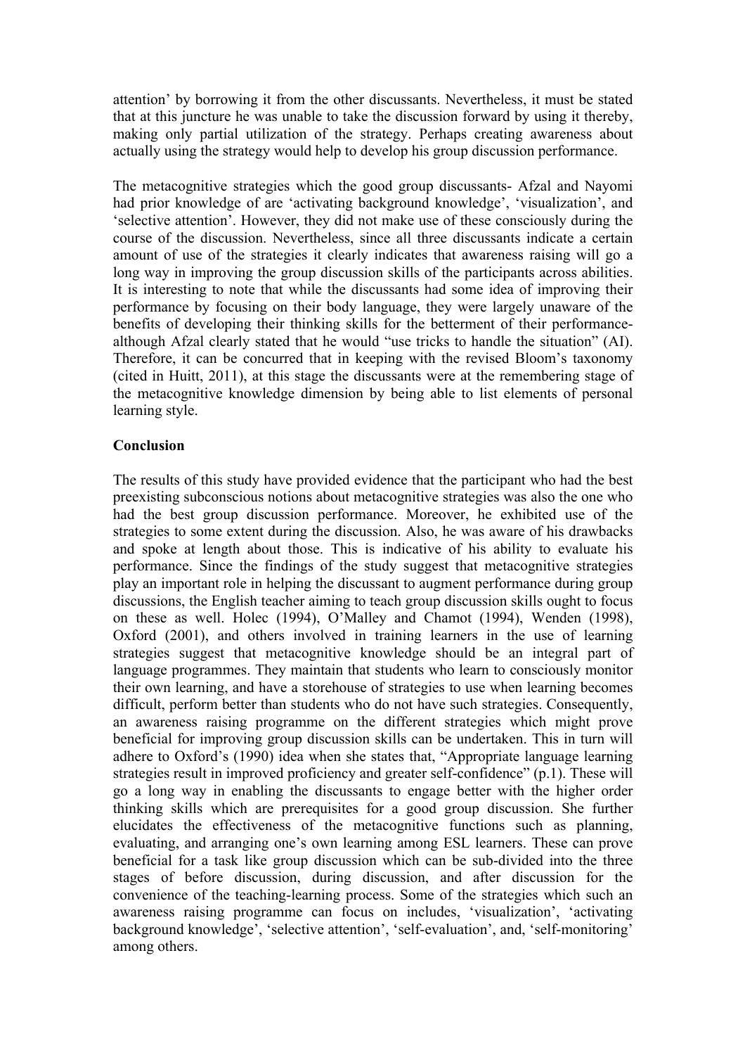attention' by borrowing it from the other discussants. Nevertheless, it must be stated that at this juncture he was unable to take the discussion forward by using it thereby, making only partial utilization of the strategy. Perhaps creating awareness about actually using the strategy would help to develop his group discussion performance.

The metacognitive strategies which the good group discussants- Afzal and Nayomi had prior knowledge of are 'activating background knowledge', 'visualization', and 'selective attention'. However, they did not make use of these consciously during the course of the discussion. Nevertheless, since all three discussants indicate a certain amount of use of the strategies it clearly indicates that awareness raising will go a long way in improving the group discussion skills of the participants across abilities. It is interesting to note that while the discussants had some idea of improving their performance by focusing on their body language, they were largely unaware of the benefits of developing their thinking skills for the betterment of their performance- although Afzal clearly stated that he would "use tricks to handle the situation" (AI). Therefore, it can be concurred that in keeping with the revised Bloom's taxonomy (cited in Huitt, 2011), at this stage the discussants were at the remembering stage of the metacognitive knowledge dimension by being able to list elements of personal learning style.

**Conclusion**

The results of this study have provided evidence that the participant who had the best preexisting subconscious notions about metacognitive strategies was also the one who had the best group discussion performance. Moreover, he exhibited use of the strategies to some extent during the discussion. Also, he was aware of his drawbacks and spoke at length about those. This is indicative of his ability to evaluate his performance. Since the findings of the study suggest that metacognitive strategies play an important role in helping the discussant to augment performance during group discussions, the English teacher aiming to teach group discussion skills ought to focus on these as well. Holec (1994), O'Malley and Chamot (1994), Wenden (1998), Oxford (2001), and others involved in training learners in the use of learning strategies suggest that metacognitive knowledge should be an integral part of language programmes. They maintain that students who learn to consciously monitor their own learning, and have a storehouse of strategies to use when learning becomes difficult, perform better than students who do not have such strategies. Consequently, an awareness raising programme on the different strategies which might prove beneficial for improving group discussion skills can be undertaken. This in turn will adhere to Oxford's (1990) idea when she states that, "Appropriate language learning strategies result in improved proficiency and greater self-confidence" (p.1). These will go a long way in enabling the discussants to engage better with the higher order thinking skills which are prerequisites for a good group discussion. She further elucidates the effectiveness of the metacognitive functions such as planning, evaluating, and arranging one's own learning among ESL learners. These can prove beneficial for a task like group discussion which can be sub-divided into the three stages of before discussion, during discussion, and after discussion for the convenience of the teaching-learning process. Some of the strategies which such an awareness raising programme can focus on includes, 'visualization', 'activating background knowledge', 'selective attention', 'self-evaluation', and, 'self-monitoring' among others.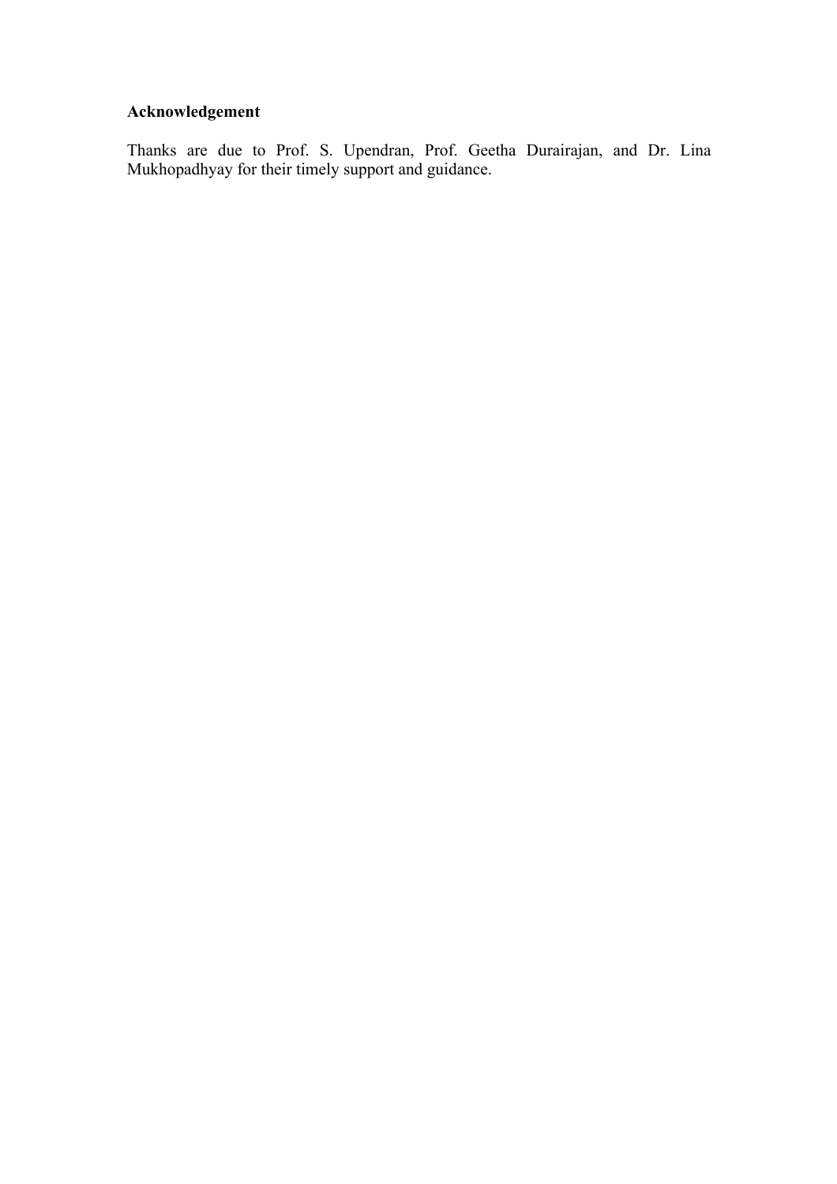**Acknowledgement**

Thanks are due to Prof. S. Upendran, Prof. Geetha Durairajan, and Dr. Lina Mukhopadhyay for their timely support and guidance.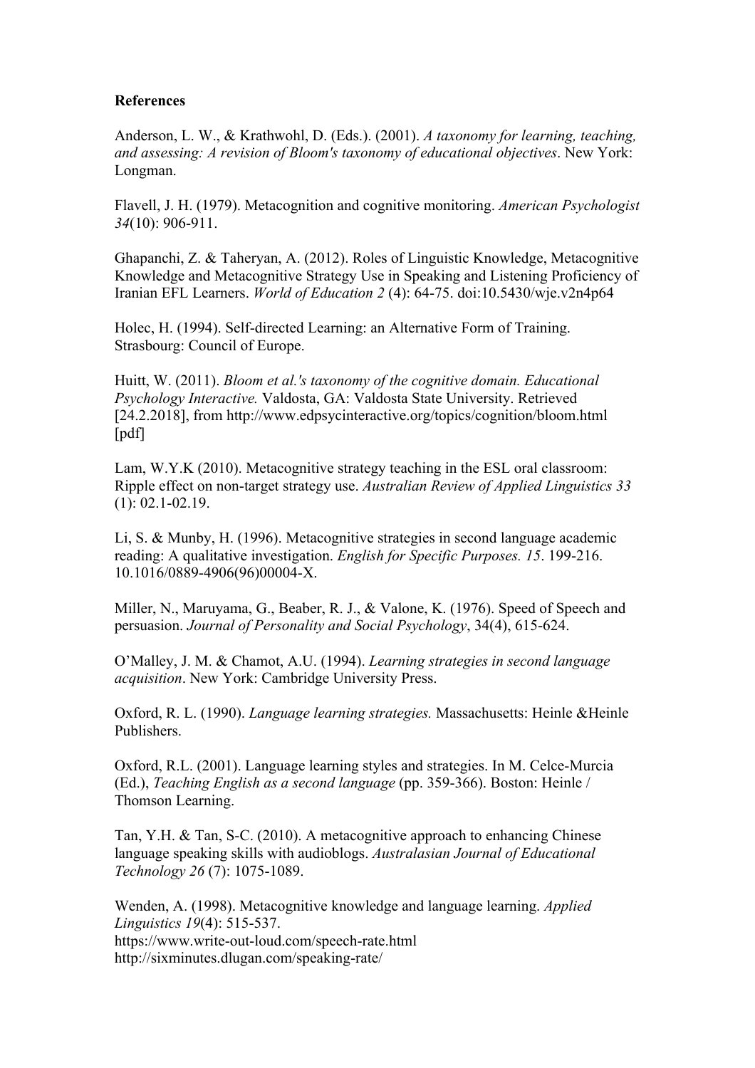**References**

Anderson, L. W., & Krathwohl, D. (Eds.). (2001). *A taxonomy for learning, teaching, and assessing: A revision of Bloom's taxonomy of educational objectives*. New York: Longman.

Flavell, J. H. (1979). Metacognition and cognitive monitoring. *American Psychologist 34*(10): 906-911.

Ghapanchi, Z. & Taheryan, A. (2012). Roles of Linguistic Knowledge, Metacognitive Knowledge and Metacognitive Strategy Use in Speaking and Listening Proficiency of Iranian EFL Learners. *World of Education 2* (4): 64-75. doi:10.5430/wje.v2n4p64

Holec, H. (1994). Self-directed Learning: an Alternative Form of Training. Strasbourg: Council of Europe.

Huitt, W. (2011). *Bloom et al.'s taxonomy of the cognitive domain. Educational Psychology Interactive.* Valdosta, GA: Valdosta State University. Retrieved [24.2.2018], from http://www.edpsycinteractive.org/topics/cognition/bloom.html [pdf]

Lam, W.Y.K (2010). Metacognitive strategy teaching in the ESL oral classroom: Ripple effect on non-target strategy use. *Australian Review of Applied Linguistics 33* (1): 02.1-02.19.

Li, S. & Munby, H. (1996). Metacognitive strategies in second language academic reading: A qualitative investigation. *English for Specific Purposes. 15*. 199-216. 10.1016/0889-4906(96)00004-X.

Miller, N., Maruyama, G., Beaber, R. J., & Valone, K. (1976). Speed of Speech and persuasion. *Journal of Personality and Social Psychology*, 34(4), 615-624.

O'Malley, J. M. & Chamot, A.U. (1994). *Learning strategies in second language acquisition*. New York: Cambridge University Press.

Oxford, R. L. (1990). *Language learning strategies.* Massachusetts: Heinle &Heinle Publishers.

Oxford, R.L. (2001). Language learning styles and strategies. In M. Celce-Murcia (Ed.), *Teaching English as a second language* (pp. 359-366). Boston: Heinle / Thomson Learning.

Tan, Y.H. & Tan, S-C. (2010). A metacognitive approach to enhancing Chinese language speaking skills with audioblogs. *Australasian Journal of Educational Technology 26* (7): 1075-1089.

Wenden, A. (1998). Metacognitive knowledge and language learning. *Applied Linguistics 19*(4): 515-537.
https://www.write-out-loud.com/speech-rate.html
http://sixminutes.dlugan.com/speaking-rate/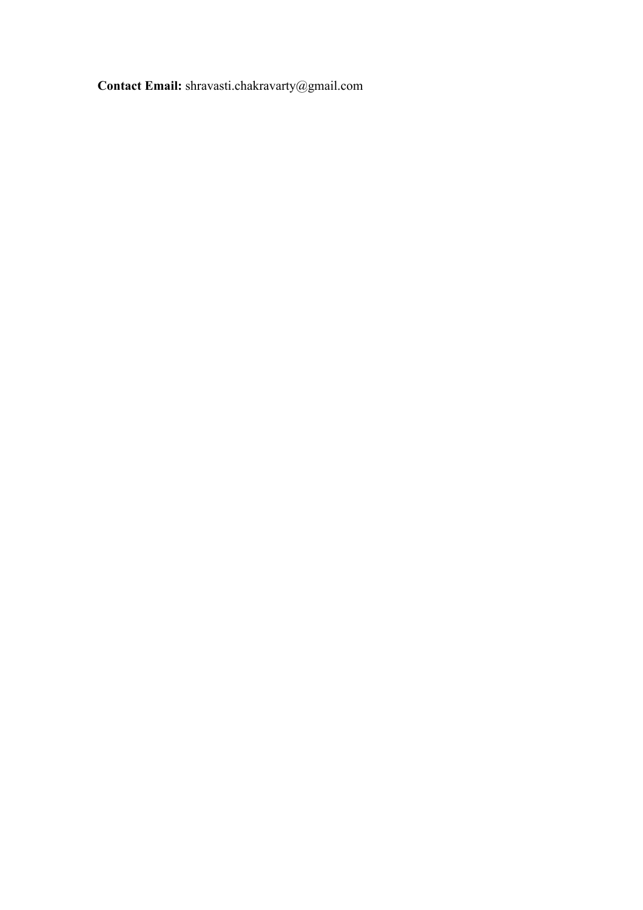**Contact Email:** shravasti.chakravarty@gmail.com